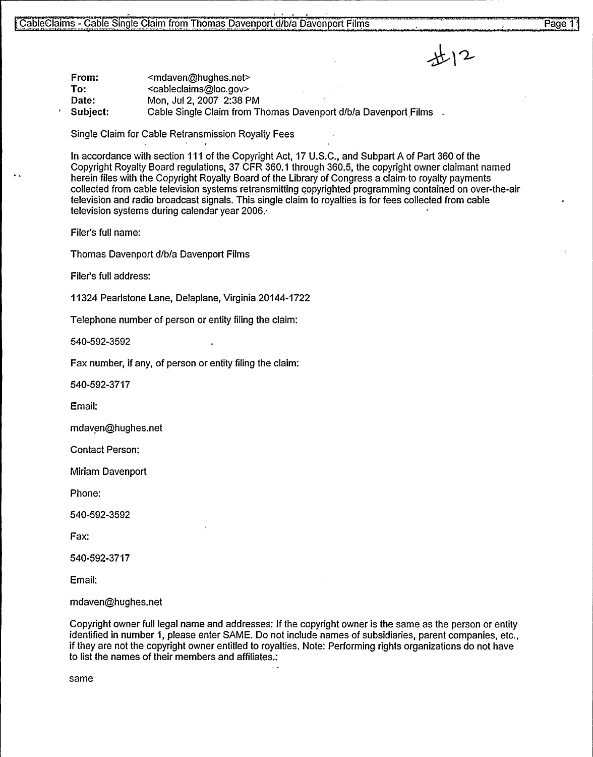#12

**From:** <mdaven@hughes.net>
**To:** <cableclaims@loc.gov>
**Date:** Mon, Jul 2, 2007 2:38 PM
**Subject:** Cable Single Claim from Thomas Davenport d/b/a Davenport Films

Single Claim for Cable Retransmission Royalty Fees

In accordance with section 111 of the Copyright Act, 17 U.S.C., and Subpart A of Part 360 of the Copyright Royalty Board regulations, 37 CFR 360.1 through 360.5, the copyright owner claimant named herein files with the Copyright Royalty Board of the Library of Congress a claim to royalty payments collected from cable television systems retransmitting copyrighted programming contained on over-the-air television and radio broadcast signals. This single claim to royalties is for fees collected from cable television systems during calendar year 2006.

Filer's full name:

Thomas Davenport d/b/a Davenport Films

Filer's full address:

11324 Pearlstone Lane, Delaplane, Virginia 20144-1722

Telephone number of person or entity filing the claim:

540-592-3592

Fax number, if any, of person or entity filing the claim:

540-592-3717

Email:

mdaven@hughes.net

Contact Person:

Miriam Davenport

Phone:

540-592-3592

Fax:

540-592-3717

Email:

mdaven@hughes.net

Copyright owner full legal name and addresses: If the copyright owner is the same as the person or entity identified in number 1, please enter SAME. Do not include names of subsidiaries, parent companies, etc., if they are not the copyright owner entitled to royalties. Note: Performing rights organizations do not have to list the names of their members and affiliates.:

same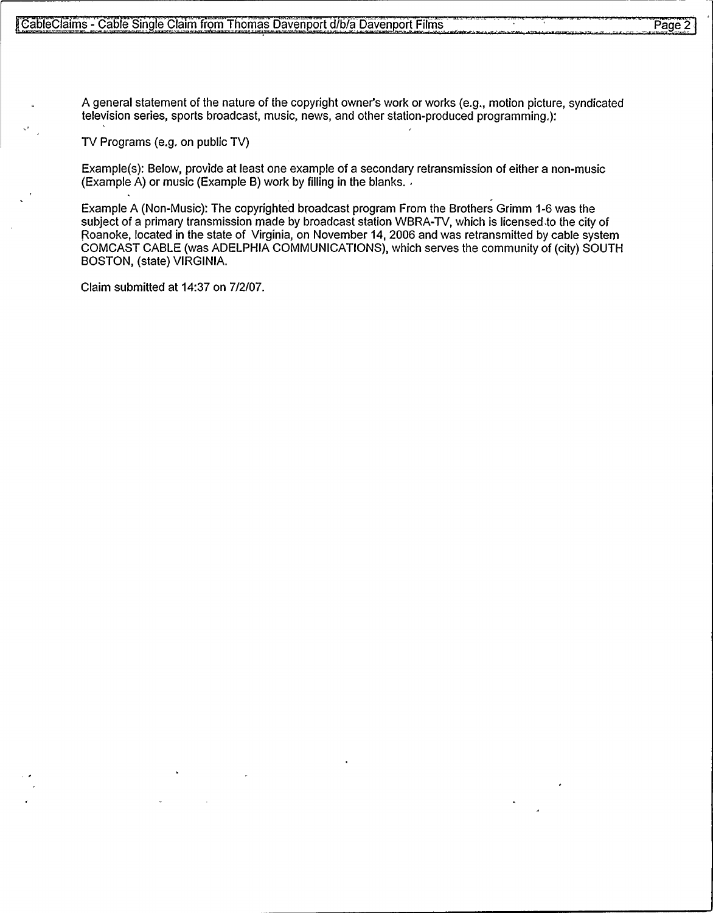A general statement of the nature of the copyright owner's work or works (e.g., motion picture, syndicated television series, sports broadcast, music, news, and other station-produced programming.):

TV Programs (e.g. on public TV)

Example(s): Below, provide at least one example of a secondary retransmission of either a non-music (Example A) or music (Example B) work by filling in the blanks.

Example A (Non-Music): The copyrighted broadcast program From the Brothers Grimm 1-6 was the subject of a primary transmission made by broadcast station WBRA-TV, which is licensed to the city of Roanoke, located in the state of Virginia, on November 14, 2006 and was retransmitted by cable system COMCAST CABLE (was ADELPHIA COMMUNICATIONS), which serves the community of (city) SOUTH BOSTON, (state) VIRGINIA.

Claim submitted at 14:37 on 7/2/07.